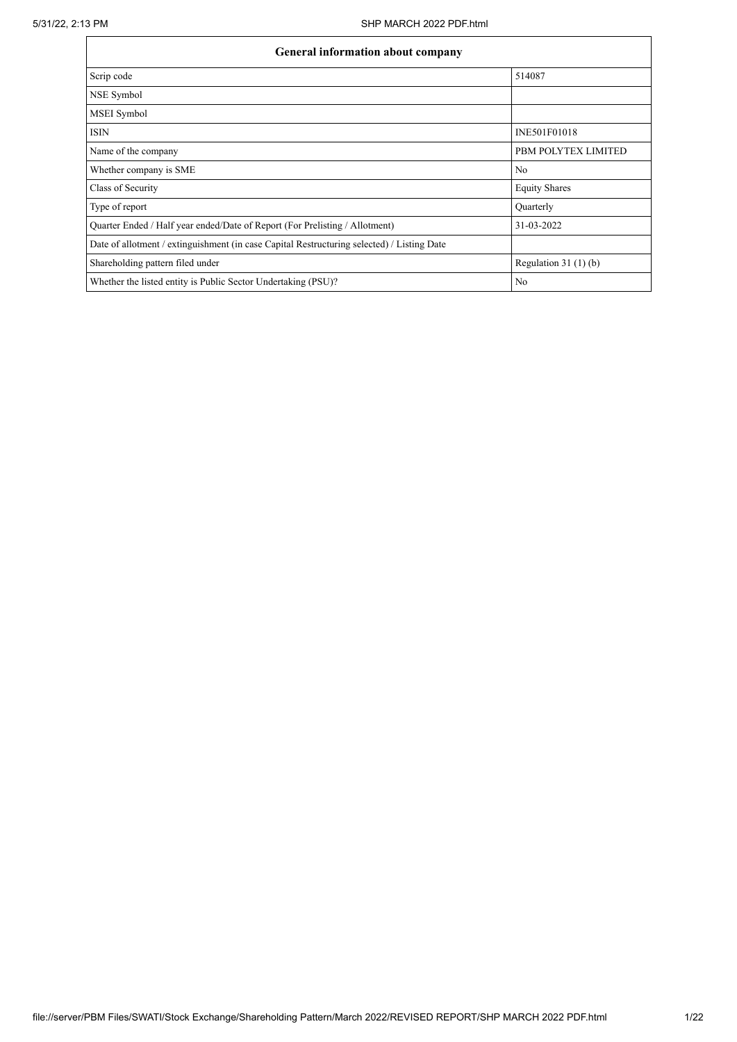| General information about company | |
|---|---|
| Scrip code | 514087 |
| NSE Symbol | |
| MSEI Symbol | |
| ISIN | INE501F01018 |
| Name of the company | PBM POLYTEX LIMITED |
| Whether company is SME | No |
| Class of Security | Equity Shares |
| Type of report | Quarterly |
| Quarter Ended / Half year ended/Date of Report (For Prelisting / Allotment) | 31-03-2022 |
| Date of allotment / extinguishment (in case Capital Restructuring selected) / Listing Date | |
| Shareholding pattern filed under | Regulation 31 (1) (b) |
| Whether the listed entity is Public Sector Undertaking (PSU)? | No |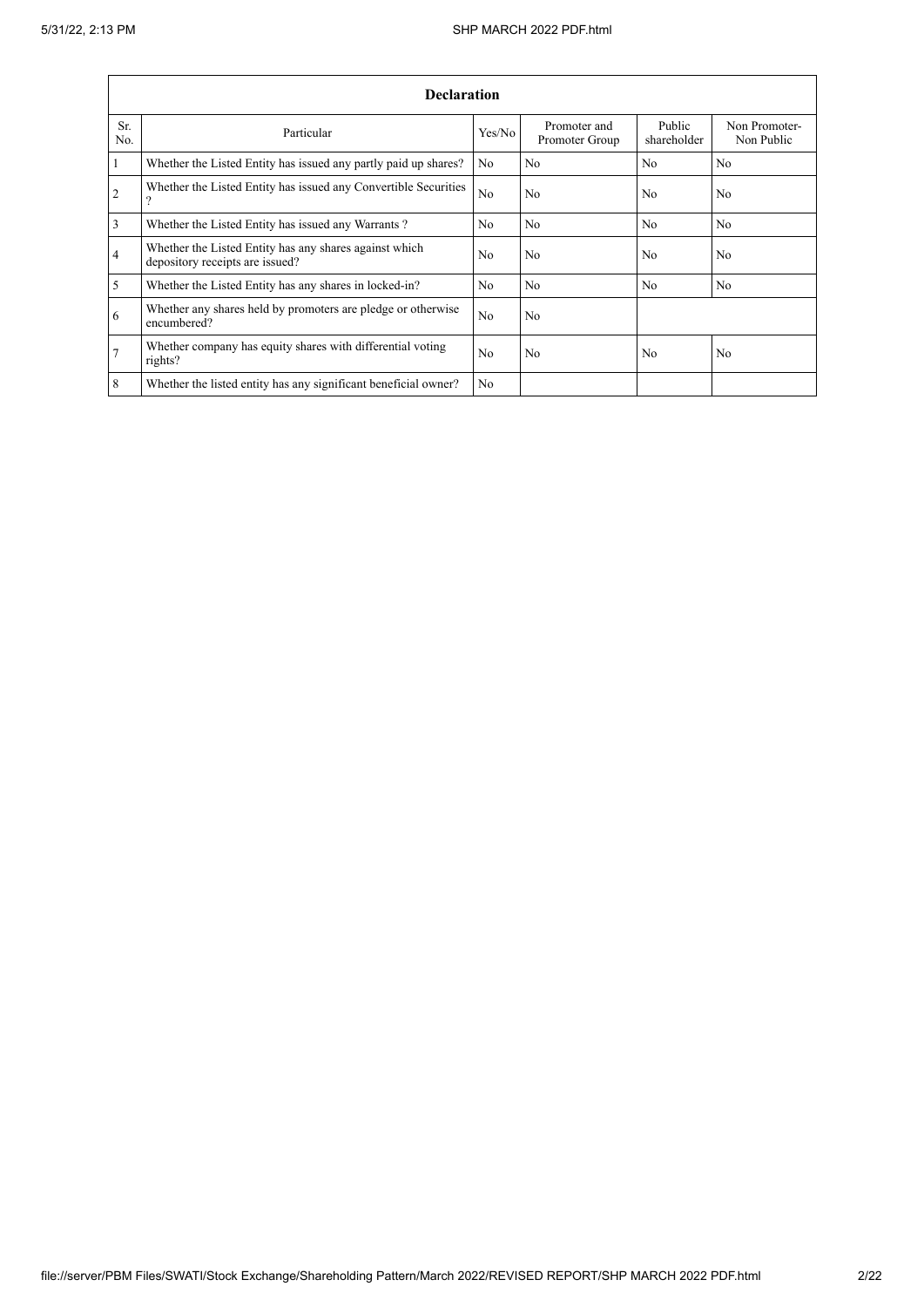| Declaration | | | | | |
|---|---|---|---|---|---|
| Sr. No. | Particular | Yes/No | Promoter and Promoter Group | Public shareholder | Non Promoter- Non Public |
| 1 | Whether the Listed Entity has issued any partly paid up shares? | No | No | No | No |
| 2 | Whether the Listed Entity has issued any Convertible Securities ? | No | No | No | No |
| 3 | Whether the Listed Entity has issued any Warrants ? | No | No | No | No |
| 4 | Whether the Listed Entity has any shares against which depository receipts are issued? | No | No | No | No |
| 5 | Whether the Listed Entity has any shares in locked-in? | No | No | No | No |
| 6 | Whether any shares held by promoters are pledge or otherwise encumbered? | No | No | | |
| 7 | Whether company has equity shares with differential voting rights? | No | No | No | No |
| 8 | Whether the listed entity has any significant beneficial owner? | No | | | |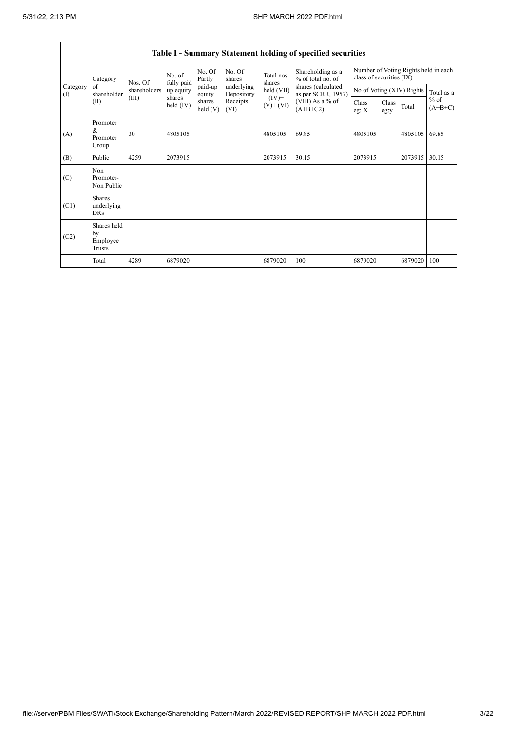## Table I - Summary Statement holding of specified securities

| Category (I) | Category of shareholder (II) | Nos. Of shareholders (III) | No. of fully paid up equity shares held (IV) | No. Of Partly paid-up equity shares held (V) | No. Of shares underlying Depository Receipts (VI) | Total nos. shares held (VII) = (IV)+ (V)+ (VI) | Shareholding as a % of total no. of shares (calculated as per SCRR, 1957) (VIII) As a % of (A+B+C2) | Number of Voting Rights held in each class of securities (IX) | | | |
|---|---|---|---|---|---|---|---|---|---|---|---|
| | | | | | | | | No of Voting (XIV) Rights | | | Total as a % of (A+B+C) |
| | | | | | | | | Class eg: X | Class eg:y | Total | |
| (A) | Promoter & Promoter Group | 30 | 4805105 | | | 4805105 | 69.85 | 4805105 | | 4805105 | 69.85 |
| (B) | Public | 4259 | 2073915 | | | 2073915 | 30.15 | 2073915 | | 2073915 | 30.15 |
| (C) | Non Promoter- Non Public | | | | | | | | | | |
| (C1) | Shares underlying DRs | | | | | | | | | | |
| (C2) | Shares held by Employee Trusts | | | | | | | | | | |
| | Total | 4289 | 6879020 | | | 6879020 | 100 | 6879020 | | 6879020 | 100 |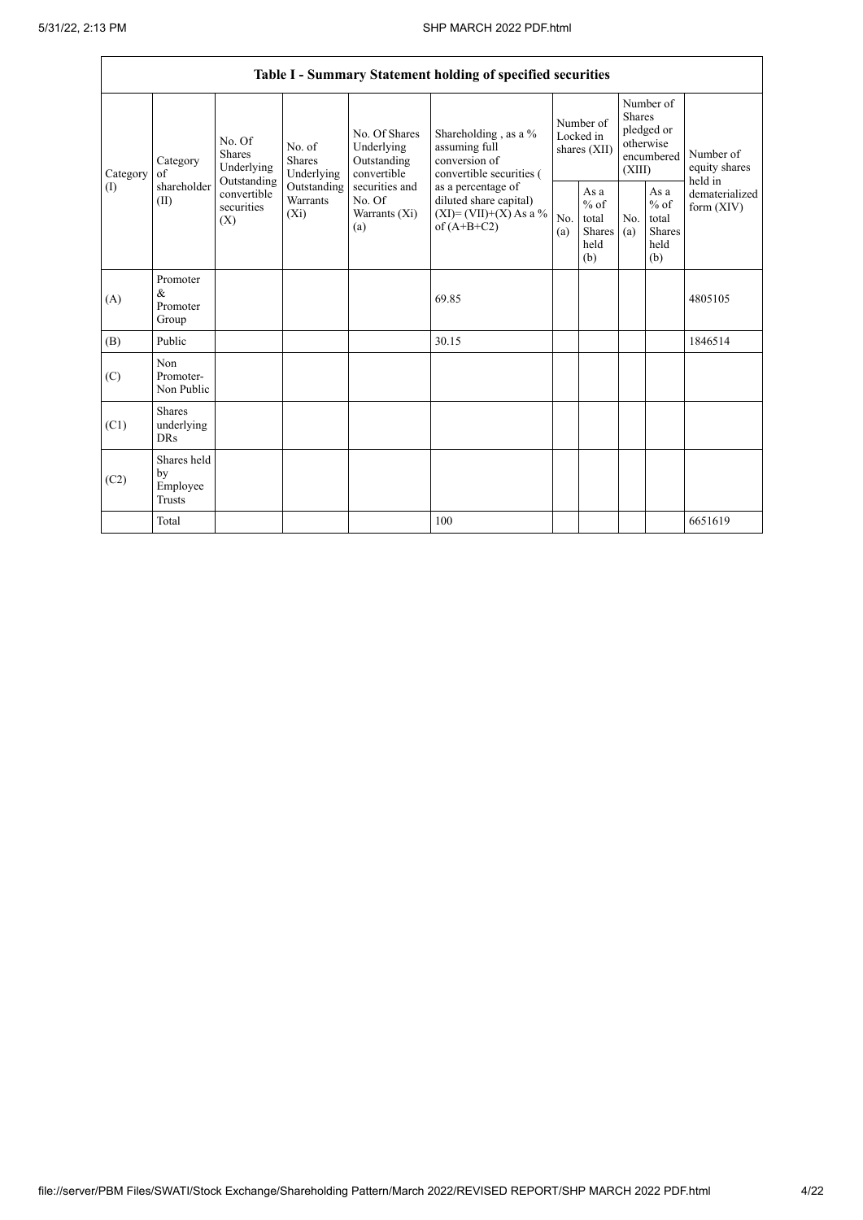## Table I - Summary Statement holding of specified securities

| Category (I) | Category of shareholder (II) | No. Of Shares Underlying Outstanding convertible securities (X) | No. of Shares Underlying Outstanding Warrants (Xi) | No. Of Shares Underlying Outstanding convertible securities and No. Of Warrants (Xi) (a) | Shareholding , as a % assuming full conversion of convertible securities ( as a percentage of diluted share capital) (XI)= (VII)+(X) As a % of (A+B+C2) | Number of Locked in shares (XII) | | Number of Shares pledged or otherwise encumbered (XIII) | | Number of equity shares held in dematerialized form (XIV) |
|---|---|---|---|---|---|---|---|---|---|---|
| | | | | | | No. (a) | As a % of total Shares held (b) | No. (a) | As a % of total Shares held (b) | |
| (A) | Promoter & Promoter Group | | | | 69.85 | | | | | 4805105 |
| (B) | Public | | | | 30.15 | | | | | 1846514 |
| (C) | Non Promoter- Non Public | | | | | | | | | |
| (C1) | Shares underlying DRs | | | | | | | | | |
| (C2) | Shares held by Employee Trusts | | | | | | | | | |
| | Total | | | | 100 | | | | | 6651619 |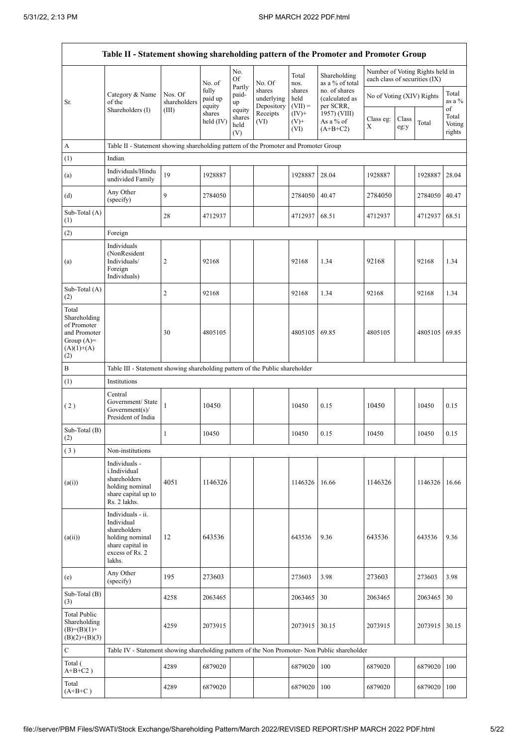| Table II - Statement showing shareholding pattern of the Promoter and Promoter Group | | | | | | | | | | | |
|---|---|---|---|---|---|---|---|---|---|---|---|
| Sr. | Category & Name of the Shareholders (I) | Nos. Of shareholders (III) | No. of fully paid up equity shares held (IV) | No. Of Partly paid-up equity shares held (V) | No. Of shares underlying Depository Receipts (VI) | Total nos. shares held (VII) = (IV)+ (V)+ (VI) | Shareholding as a % of total no. of shares (calculated as per SCRR, 1957) (VIII) As a % of (A+B+C2) | Number of Voting Rights held in each class of securities (IX) | | | |
| | | | | | | | | No of Voting (XIV) Rights | | | Total as a % of Total Voting rights |
| | | | | | | | | Class eg: X | Class eg:y | Total | |
| A | Table II - Statement showing shareholding pattern of the Promoter and Promoter Group | | | | | | | | | | |
| (1) | Indian | | | | | | | | | | |
| (a) | Individuals/Hindu undivided Family | 19 | 1928887 | | | 1928887 | 28.04 | 1928887 | | 1928887 | 28.04 |
| (d) | Any Other (specify) | 9 | 2784050 | | | 2784050 | 40.47 | 2784050 | | 2784050 | 40.47 |
| Sub-Total (A) (1) | | 28 | 4712937 | | | 4712937 | 68.51 | 4712937 | | 4712937 | 68.51 |
| (2) | Foreign | | | | | | | | | | |
| (a) | Individuals (NonResident Individuals/ Foreign Individuals) | 2 | 92168 | | | 92168 | 1.34 | 92168 | | 92168 | 1.34 |
| Sub-Total (A) (2) | | 2 | 92168 | | | 92168 | 1.34 | 92168 | | 92168 | 1.34 |
| Total Shareholding of Promoter and Promoter Group (A)= (A)(1)+(A)(2) | | 30 | 4805105 | | | 4805105 | 69.85 | 4805105 | | 4805105 | 69.85 |
| B | Table III - Statement showing shareholding pattern of the Public shareholder | | | | | | | | | | |
| (1) | Institutions | | | | | | | | | | |
| ( 2 ) | Central Government/ State Government(s)/ President of India | 1 | 10450 | | | 10450 | 0.15 | 10450 | | 10450 | 0.15 |
| Sub-Total (B) (2) | | 1 | 10450 | | | 10450 | 0.15 | 10450 | | 10450 | 0.15 |
| ( 3 ) | Non-institutions | | | | | | | | | | |
| (a(i)) | Individuals - i.Individual shareholders holding nominal share capital up to Rs. 2 lakhs. | 4051 | 1146326 | | | 1146326 | 16.66 | 1146326 | | 1146326 | 16.66 |
| (a(ii)) | Individuals - ii. Individual shareholders holding nominal share capital in excess of Rs. 2 lakhs. | 12 | 643536 | | | 643536 | 9.36 | 643536 | | 643536 | 9.36 |
| (e) | Any Other (specify) | 195 | 273603 | | | 273603 | 3.98 | 273603 | | 273603 | 3.98 |
| Sub-Total (B) (3) | | 4258 | 2063465 | | | 2063465 | 30 | 2063465 | | 2063465 | 30 |
| Total Public Shareholding (B)=(B)(1)+(B)(2)+(B)(3) | | 4259 | 2073915 | | | 2073915 | 30.15 | 2073915 | | 2073915 | 30.15 |
| C | Table IV - Statement showing shareholding pattern of the Non Promoter- Non Public shareholder | | | | | | | | | | |
| Total ( A+B+C2 ) | | 4289 | 6879020 | | | 6879020 | 100 | 6879020 | | 6879020 | 100 |
| Total (A+B+C ) | | 4289 | 6879020 | | | 6879020 | 100 | 6879020 | | 6879020 | 100 |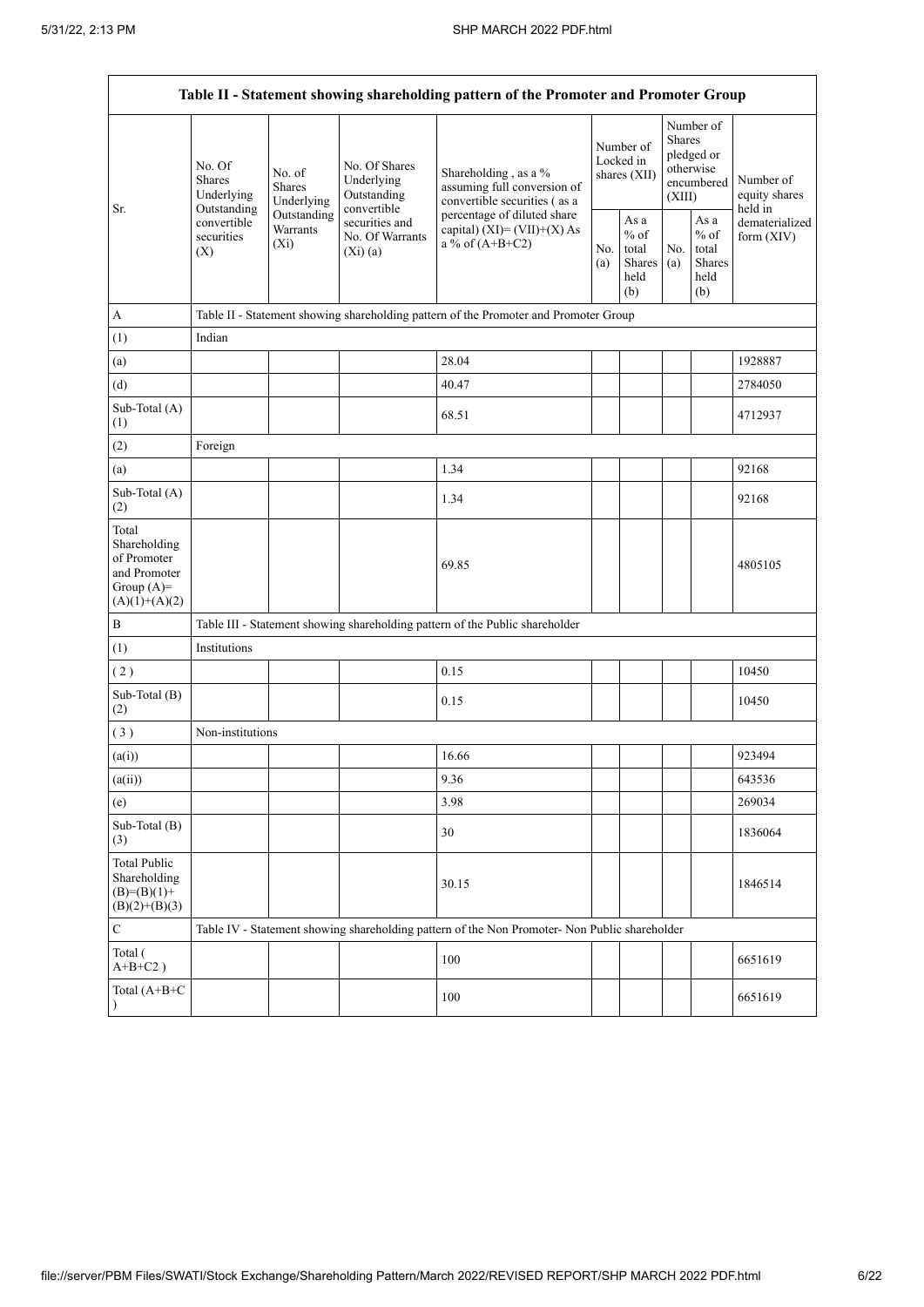| Table II - Statement showing shareholding pattern of the Promoter and Promoter Group | | | | | | | | | |
|---|---|---|---|---|---|---|---|---|---|
| Sr. | No. Of Shares Underlying Outstanding convertible securities (X) | No. of Shares Underlying Outstanding Warrants (Xi) | No. Of Shares Underlying Outstanding convertible securities and No. Of Warrants (Xi) (a) | Shareholding , as a % assuming full conversion of convertible securities ( as a percentage of diluted share capital) (XI)= (VII)+(X) As a % of (A+B+C2) | Number of Locked in shares (XII) | | Number of Shares pledged or otherwise encumbered (XIII) | | Number of equity shares held in dematerialized form (XIV) |
| | | | | | No. (a) | As a % of total Shares held (b) | No. (a) | As a % of total Shares held (b) | |
| A | Table II - Statement showing shareholding pattern of the Promoter and Promoter Group | | | | | | | | |
| (1) | Indian | | | | | | | | |
| (a) | | | | 28.04 | | | | | 1928887 |
| (d) | | | | 40.47 | | | | | 2784050 |
| Sub-Total (A) (1) | | | | 68.51 | | | | | 4712937 |
| (2) | Foreign | | | | | | | | |
| (a) | | | | 1.34 | | | | | 92168 |
| Sub-Total (A) (2) | | | | 1.34 | | | | | 92168 |
| Total Shareholding of Promoter and Promoter Group (A)= (A)(1)+(A)(2) | | | | 69.85 | | | | | 4805105 |
| B | Table III - Statement showing shareholding pattern of the Public shareholder | | | | | | | | |
| (1) | Institutions | | | | | | | | |
| ( 2 ) | | | | 0.15 | | | | | 10450 |
| Sub-Total (B) (2) | | | | 0.15 | | | | | 10450 |
| ( 3 ) | Non-institutions | | | | | | | | |
| (a(i)) | | | | 16.66 | | | | | 923494 |
| (a(ii)) | | | | 9.36 | | | | | 643536 |
| (e) | | | | 3.98 | | | | | 269034 |
| Sub-Total (B) (3) | | | | 30 | | | | | 1836064 |
| Total Public Shareholding (B)=(B)(1)+(B)(2)+(B)(3) | | | | 30.15 | | | | | 1846514 |
| C | Table IV - Statement showing shareholding pattern of the Non Promoter- Non Public shareholder | | | | | | | | |
| Total ( A+B+C2 ) | | | | 100 | | | | | 6651619 |
| Total (A+B+C ) | | | | 100 | | | | | 6651619 |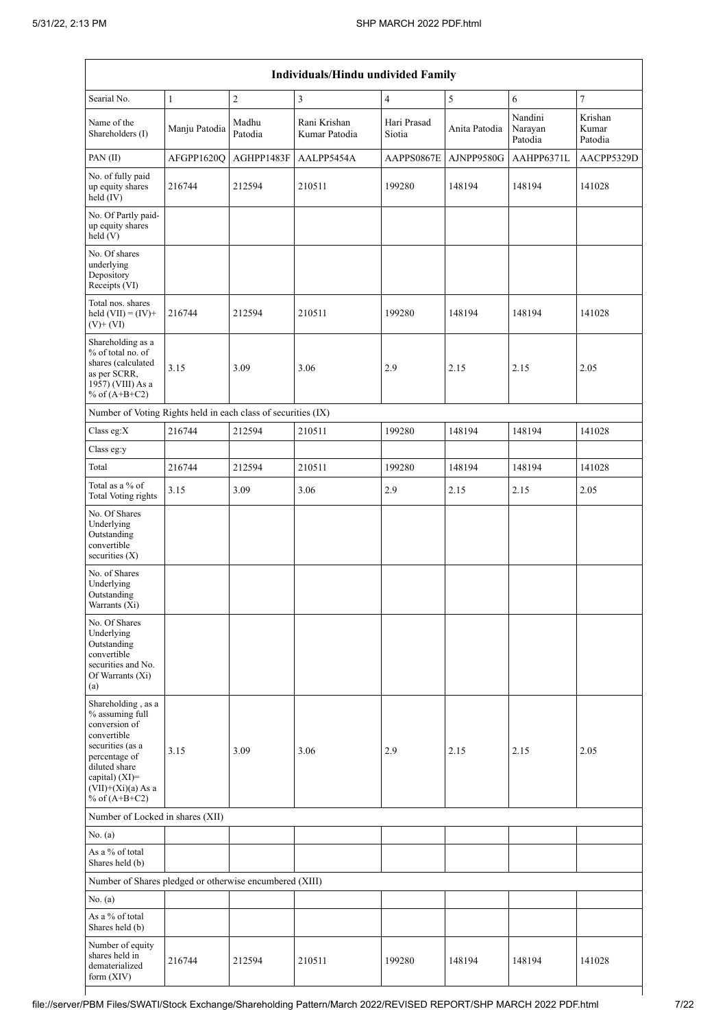| Individuals/Hindu undivided Family | | | | | | | |
|---|---|---|---|---|---|---|---|
| Searial No. | 1 | 2 | 3 | 4 | 5 | 6 | 7 |
| Name of the Shareholders (I) | Manju Patodia | Madhu Patodia | Rani Krishan Kumar Patodia | Hari Prasad Siotia | Anita Patodia | Nandini Narayan Patodia | Krishan Kumar Patodia |
| PAN (II) | AFGPP1620Q | AGHPP1483F | AALPP5454A | AAPPS0867E | AJNPP9580G | AAHPP6371L | AACPP5329D |
| No. of fully paid up equity shares held (IV) | 216744 | 212594 | 210511 | 199280 | 148194 | 148194 | 141028 |
| No. Of Partly paid-up equity shares held (V) | | | | | | | |
| No. Of shares underlying Depository Receipts (VI) | | | | | | | |
| Total nos. shares held (VII) = (IV)+(V)+ (VI) | 216744 | 212594 | 210511 | 199280 | 148194 | 148194 | 141028 |
| Shareholding as a % of total no. of shares (calculated as per SCRR, 1957) (VIII) As a % of (A+B+C2) | 3.15 | 3.09 | 3.06 | 2.9 | 2.15 | 2.15 | 2.05 |
| Number of Voting Rights held in each class of securities (IX) | | | | | | | |
| Class eg:X | 216744 | 212594 | 210511 | 199280 | 148194 | 148194 | 141028 |
| Class eg:y | | | | | | | |
| Total | 216744 | 212594 | 210511 | 199280 | 148194 | 148194 | 141028 |
| Total as a % of Total Voting rights | 3.15 | 3.09 | 3.06 | 2.9 | 2.15 | 2.15 | 2.05 |
| No. Of Shares Underlying Outstanding convertible securities (X) | | | | | | | |
| No. of Shares Underlying Outstanding Warrants (Xi) | | | | | | | |
| No. Of Shares Underlying Outstanding convertible securities and No. Of Warrants (Xi) (a) | | | | | | | |
| Shareholding , as a % assuming full conversion of convertible securities (as a percentage of diluted share capital) (XI)= (VII)+(Xi)(a) As a % of (A+B+C2) | 3.15 | 3.09 | 3.06 | 2.9 | 2.15 | 2.15 | 2.05 |
| Number of Locked in shares (XII) | | | | | | | |
| No. (a) | | | | | | | |
| As a % of total Shares held (b) | | | | | | | |
| Number of Shares pledged or otherwise encumbered (XIII) | | | | | | | |
| No. (a) | | | | | | | |
| As a % of total Shares held (b) | | | | | | | |
| Number of equity shares held in dematerialized form (XIV) | 216744 | 212594 | 210511 | 199280 | 148194 | 148194 | 141028 |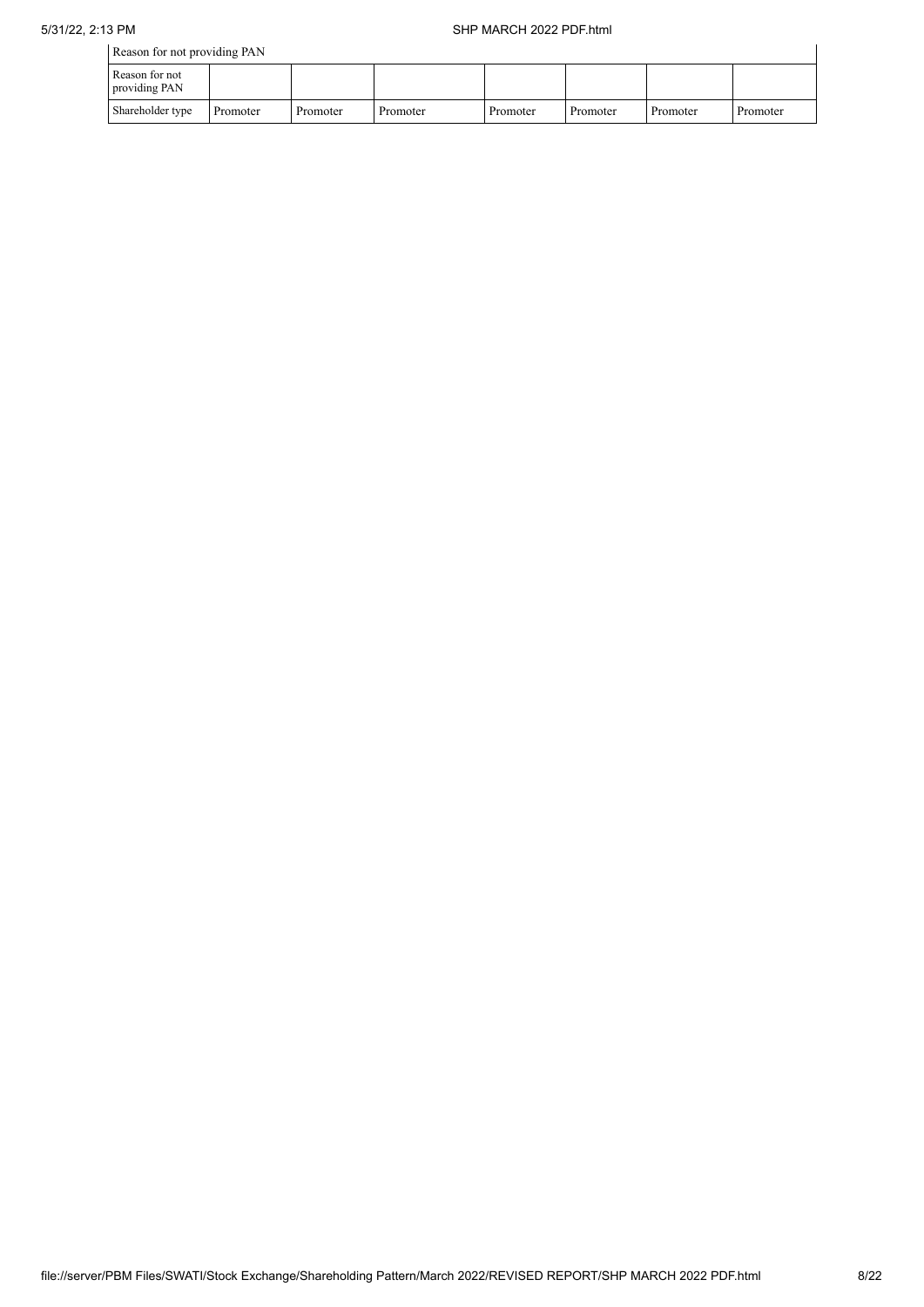| Reason for not providing PAN | | | | | | | |
|---|---|---|---|---|---|---|---|
| Reason for not providing PAN | | | | | | | |
| Shareholder type | Promoter | Promoter | Promoter | Promoter | Promoter | Promoter | Promoter |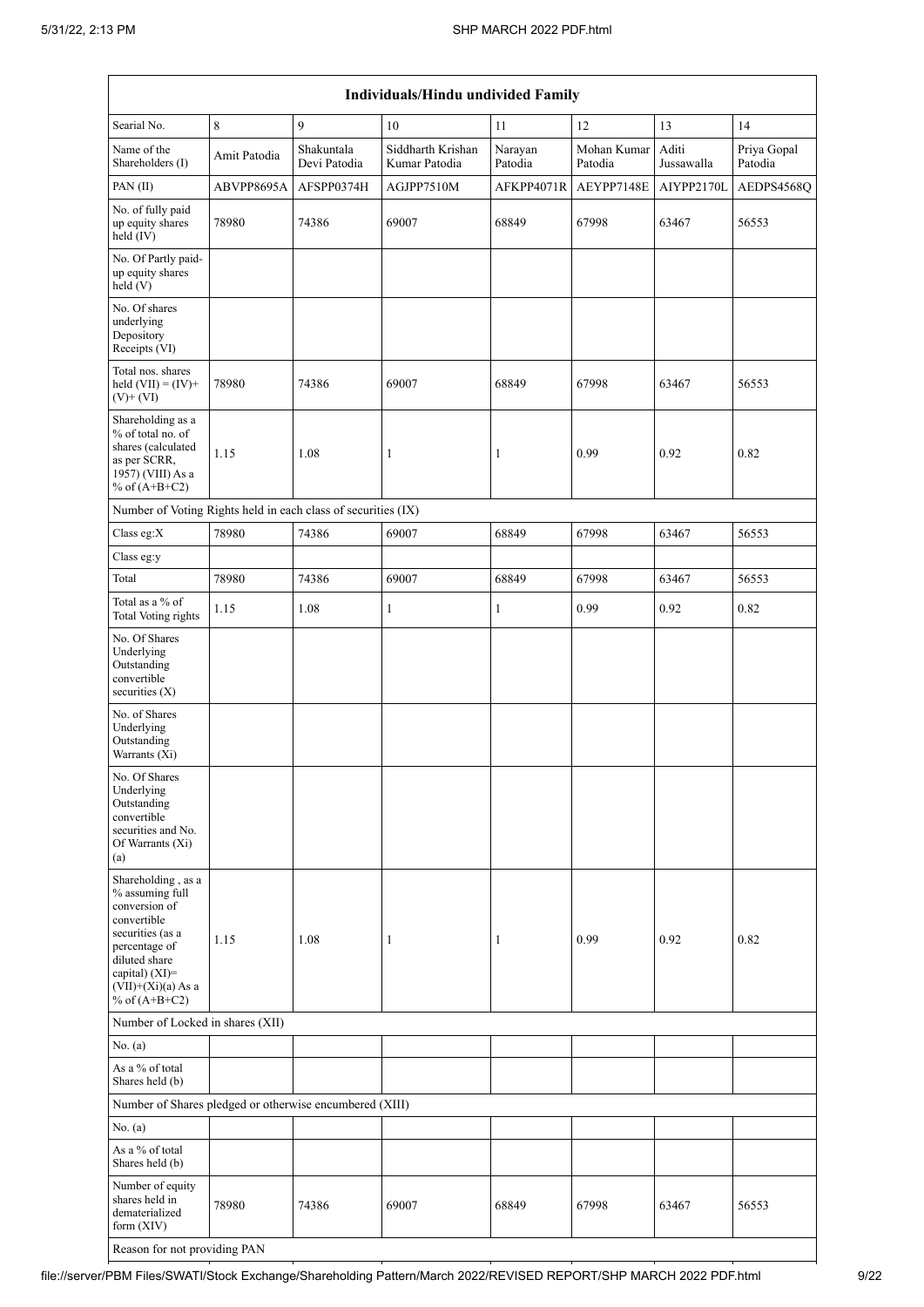| Individuals/Hindu undivided Family | | | | | | | |
|---|---|---|---|---|---|---|---|
| Searial No. | 8 | 9 | 10 | 11 | 12 | 13 | 14 |
| Name of the Shareholders (I) | Amit Patodia | Shakuntala Devi Patodia | Siddharth Krishan Kumar Patodia | Narayan Patodia | Mohan Kumar Patodia | Aditi Jussawalla | Priya Gopal Patodia |
| PAN (II) | ABVPP8695A | AFSPP0374H | AGJPP7510M | AFKPP4071R | AEYPP7148E | AIYPP2170L | AEDPS4568Q |
| No. of fully paid up equity shares held (IV) | 78980 | 74386 | 69007 | 68849 | 67998 | 63467 | 56553 |
| No. Of Partly paid-up equity shares held (V) | | | | | | | |
| No. Of shares underlying Depository Receipts (VI) | | | | | | | |
| Total nos. shares held (VII) = (IV)+ (V)+ (VI) | 78980 | 74386 | 69007 | 68849 | 67998 | 63467 | 56553 |
| Shareholding as a % of total no. of shares (calculated as per SCRR, 1957) (VIII) As a % of (A+B+C2) | 1.15 | 1.08 | 1 | 1 | 0.99 | 0.92 | 0.82 |
| Number of Voting Rights held in each class of securities (IX) | | | | | | | |
| Class eg:X | 78980 | 74386 | 69007 | 68849 | 67998 | 63467 | 56553 |
| Class eg:y | | | | | | | |
| Total | 78980 | 74386 | 69007 | 68849 | 67998 | 63467 | 56553 |
| Total as a % of Total Voting rights | 1.15 | 1.08 | 1 | 1 | 0.99 | 0.92 | 0.82 |
| No. Of Shares Underlying Outstanding convertible securities (X) | | | | | | | |
| No. of Shares Underlying Outstanding Warrants (Xi) | | | | | | | |
| No. Of Shares Underlying Outstanding convertible securities and No. Of Warrants (Xi) (a) | | | | | | | |
| Shareholding , as a % assuming full conversion of convertible securities (as a percentage of diluted share capital) (XI)= (VII)+(Xi)(a) As a % of (A+B+C2) | 1.15 | 1.08 | 1 | 1 | 0.99 | 0.92 | 0.82 |
| Number of Locked in shares (XII) | | | | | | | |
| No. (a) | | | | | | | |
| As a % of total Shares held (b) | | | | | | | |
| Number of Shares pledged or otherwise encumbered (XIII) | | | | | | | |
| No. (a) | | | | | | | |
| As a % of total Shares held (b) | | | | | | | |
| Number of equity shares held in dematerialized form (XIV) | 78980 | 74386 | 69007 | 68849 | 67998 | 63467 | 56553 |
| Reason for not providing PAN | | | | | | | |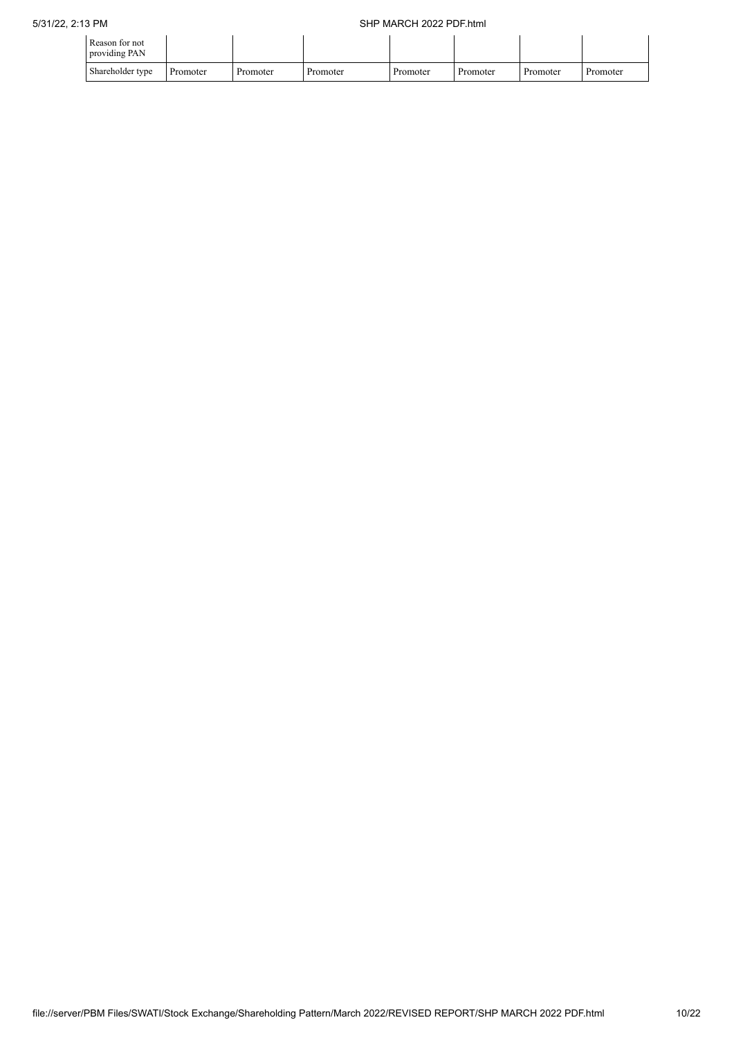| Reason for not providing PAN | | | | | | | |
|---|---|---|---|---|---|---|---|
| Shareholder type | Promoter | Promoter | Promoter | Promoter | Promoter | Promoter | Promoter |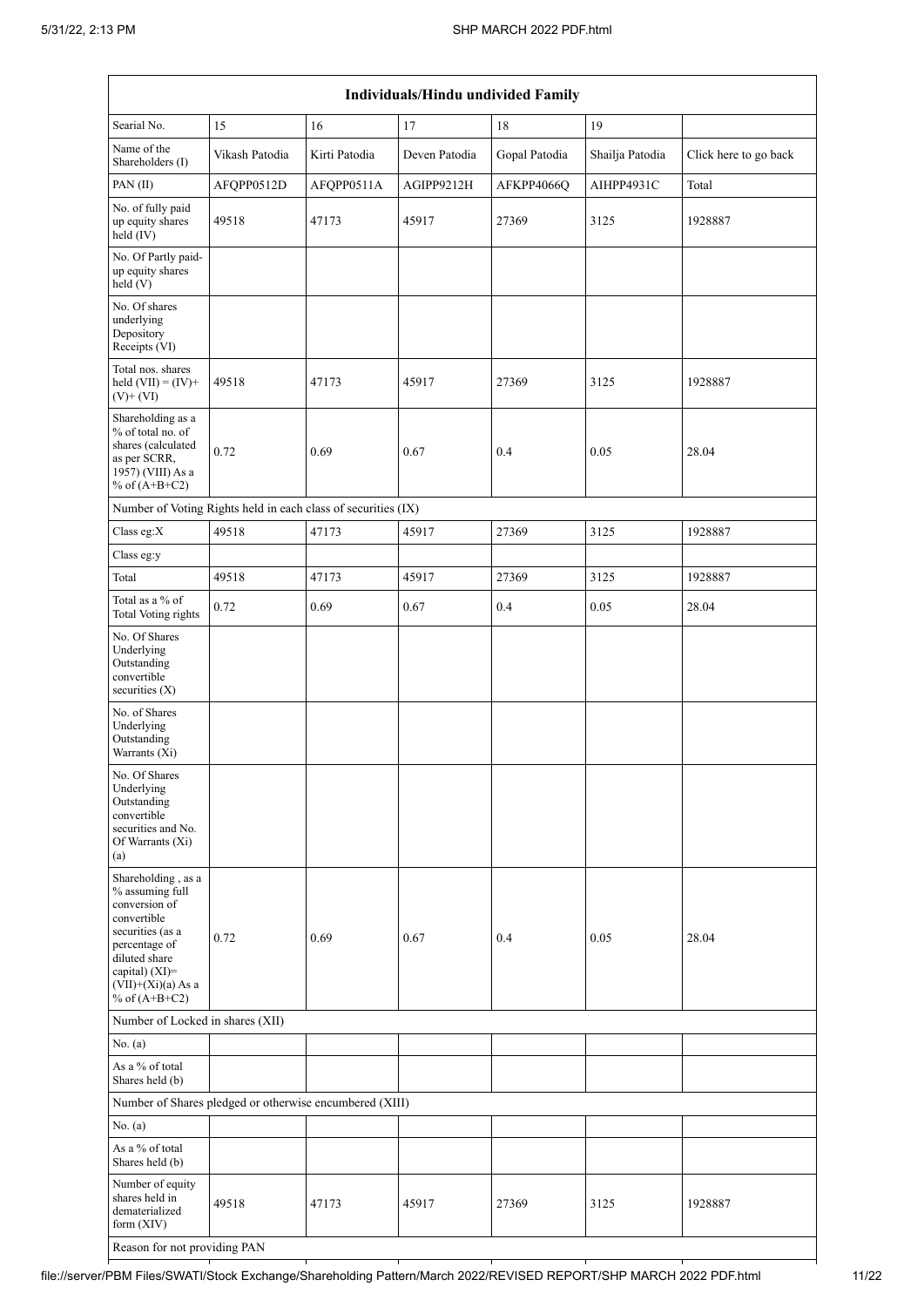| Individuals/Hindu undivided Family | | | | | | |
|---|---|---|---|---|---|---|
| Searial No. | 15 | 16 | 17 | 18 | 19 | |
| Name of the Shareholders (I) | Vikash Patodia | Kirti Patodia | Deven Patodia | Gopal Patodia | Shailja Patodia | Click here to go back |
| PAN (II) | AFQPP0512D | AFQPP0511A | AGIPP9212H | AFKPP4066Q | AIHPP4931C | Total |
| No. of fully paid up equity shares held (IV) | 49518 | 47173 | 45917 | 27369 | 3125 | 1928887 |
| No. Of Partly paid-up equity shares held (V) | | | | | | |
| No. Of shares underlying Depository Receipts (VI) | | | | | | |
| Total nos. shares held (VII) = (IV)+ (V)+ (VI) | 49518 | 47173 | 45917 | 27369 | 3125 | 1928887 |
| Shareholding as a % of total no. of shares (calculated as per SCRR, 1957) (VIII) As a % of (A+B+C2) | 0.72 | 0.69 | 0.67 | 0.4 | 0.05 | 28.04 |
| Number of Voting Rights held in each class of securities (IX) | | | | | | |
| Class eg:X | 49518 | 47173 | 45917 | 27369 | 3125 | 1928887 |
| Class eg:y | | | | | | |
| Total | 49518 | 47173 | 45917 | 27369 | 3125 | 1928887 |
| Total as a % of Total Voting rights | 0.72 | 0.69 | 0.67 | 0.4 | 0.05 | 28.04 |
| No. Of Shares Underlying Outstanding convertible securities (X) | | | | | | |
| No. of Shares Underlying Outstanding Warrants (Xi) | | | | | | |
| No. Of Shares Underlying Outstanding convertible securities and No. Of Warrants (Xi) (a) | | | | | | |
| Shareholding , as a % assuming full conversion of convertible securities (as a percentage of diluted share capital) (XI)= (VII)+(Xi)(a) As a % of (A+B+C2) | 0.72 | 0.69 | 0.67 | 0.4 | 0.05 | 28.04 |
| Number of Locked in shares (XII) | | | | | | |
| No. (a) | | | | | | |
| As a % of total Shares held (b) | | | | | | |
| Number of Shares pledged or otherwise encumbered (XIII) | | | | | | |
| No. (a) | | | | | | |
| As a % of total Shares held (b) | | | | | | |
| Number of equity shares held in dematerialized form (XIV) | 49518 | 47173 | 45917 | 27369 | 3125 | 1928887 |
| Reason for not providing PAN | | | | | | |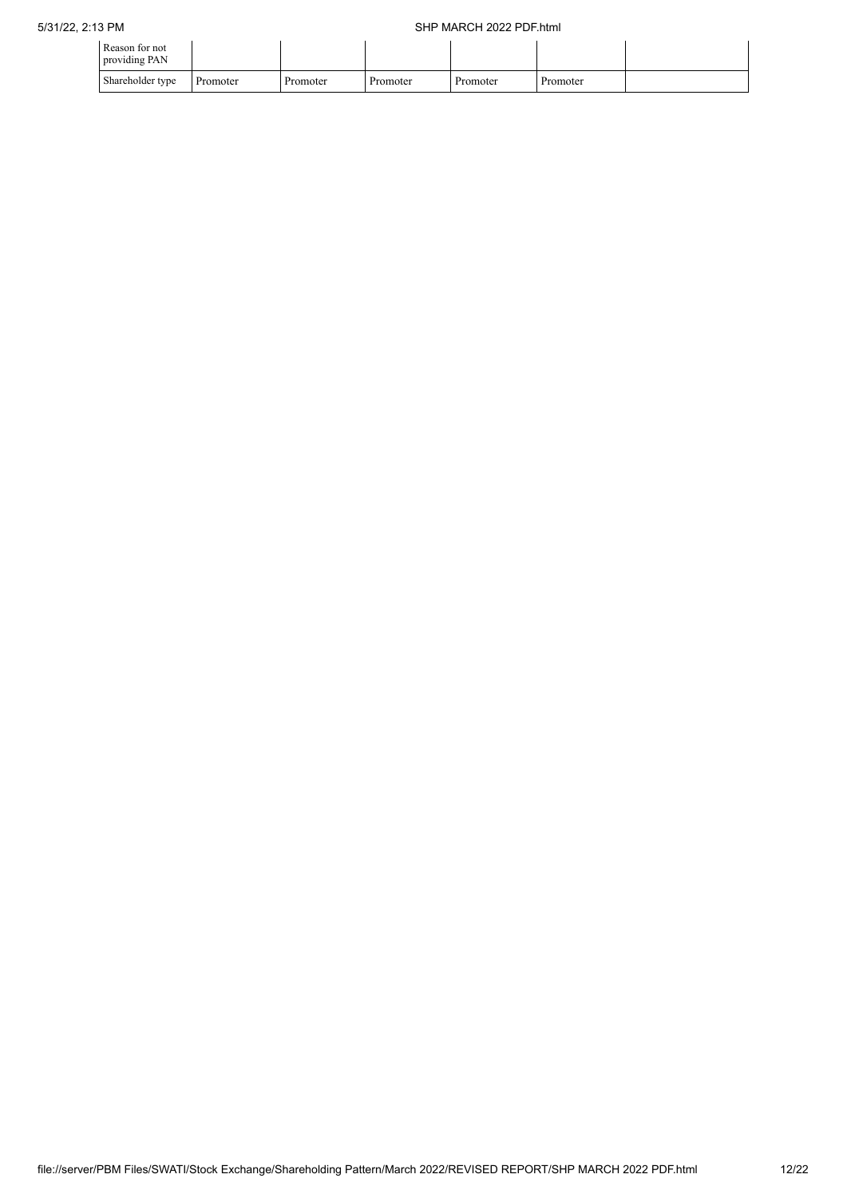| | | | | | | |
|---|---|---|---|---|---|---|
| Reason for not providing PAN | | | | | | |
| Shareholder type | Promoter | Promoter | Promoter | Promoter | Promoter | |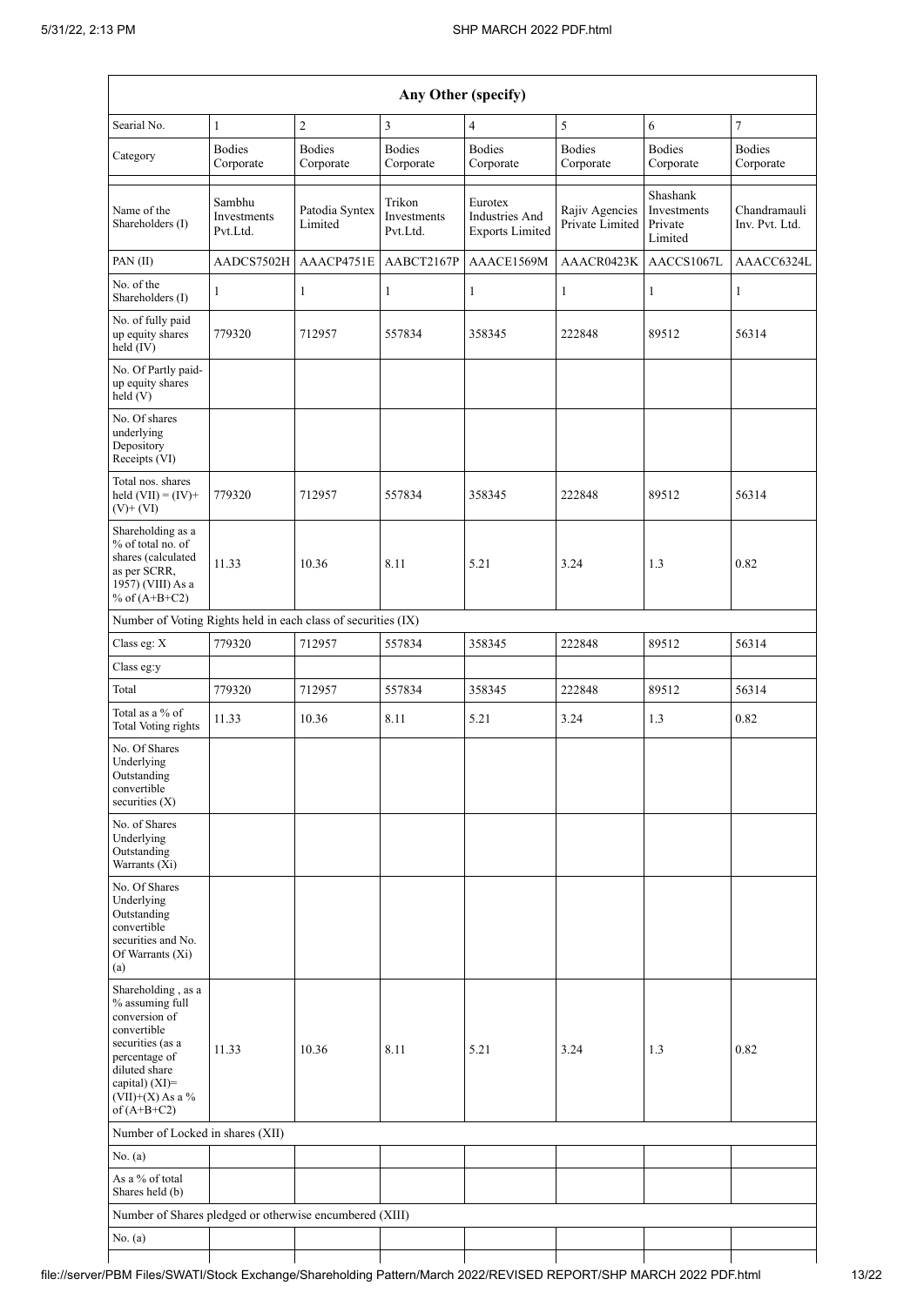| Any Other (specify) | | | | | | | |
|---|---|---|---|---|---|---|---|
| Searial No. | 1 | 2 | 3 | 4 | 5 | 6 | 7 |
| Category | Bodies Corporate | Bodies Corporate | Bodies Corporate | Bodies Corporate | Bodies Corporate | Bodies Corporate | Bodies Corporate |
| Name of the Shareholders (I) | Sambhu Investments Pvt.Ltd. | Patodia Syntex Limited | Trikon Investments Pvt.Ltd. | Eurotex Industries And Exports Limited | Rajiv Agencies Private Limited | Shashank Investments Private Limited | Chandramauli Inv. Pvt. Ltd. |
| PAN (II) | AADCS7502H | AAACP4751E | AABCT2167P | AAACE1569M | AAACR0423K | AACCS1067L | AAACC6324L |
| No. of the Shareholders (I) | 1 | 1 | 1 | 1 | 1 | 1 | 1 |
| No. of fully paid up equity shares held (IV) | 779320 | 712957 | 557834 | 358345 | 222848 | 89512 | 56314 |
| No. Of Partly paid-up equity shares held (V) | | | | | | | |
| No. Of shares underlying Depository Receipts (VI) | | | | | | | |
| Total nos. shares held (VII) = (IV)+(V)+ (VI) | 779320 | 712957 | 557834 | 358345 | 222848 | 89512 | 56314 |
| Shareholding as a % of total no. of shares (calculated as per SCRR, 1957) (VIII) As a % of (A+B+C2) | 11.33 | 10.36 | 8.11 | 5.21 | 3.24 | 1.3 | 0.82 |
| Number of Voting Rights held in each class of securities (IX) | | | | | | | |
| Class eg: X | 779320 | 712957 | 557834 | 358345 | 222848 | 89512 | 56314 |
| Class eg:y | | | | | | | |
| Total | 779320 | 712957 | 557834 | 358345 | 222848 | 89512 | 56314 |
| Total as a % of Total Voting rights | 11.33 | 10.36 | 8.11 | 5.21 | 3.24 | 1.3 | 0.82 |
| No. Of Shares Underlying Outstanding convertible securities (X) | | | | | | | |
| No. of Shares Underlying Outstanding Warrants (Xi) | | | | | | | |
| No. Of Shares Underlying Outstanding convertible securities and No. Of Warrants (Xi) (a) | | | | | | | |
| Shareholding , as a % assuming full conversion of convertible securities (as a percentage of diluted share capital) (XI)= (VII)+(X) As a % of (A+B+C2) | 11.33 | 10.36 | 8.11 | 5.21 | 3.24 | 1.3 | 0.82 |
| Number of Locked in shares (XII) | | | | | | | |
| No. (a) | | | | | | | |
| As a % of total Shares held (b) | | | | | | | |
| Number of Shares pledged or otherwise encumbered (XIII) | | | | | | | |
| No. (a) | | | | | | | |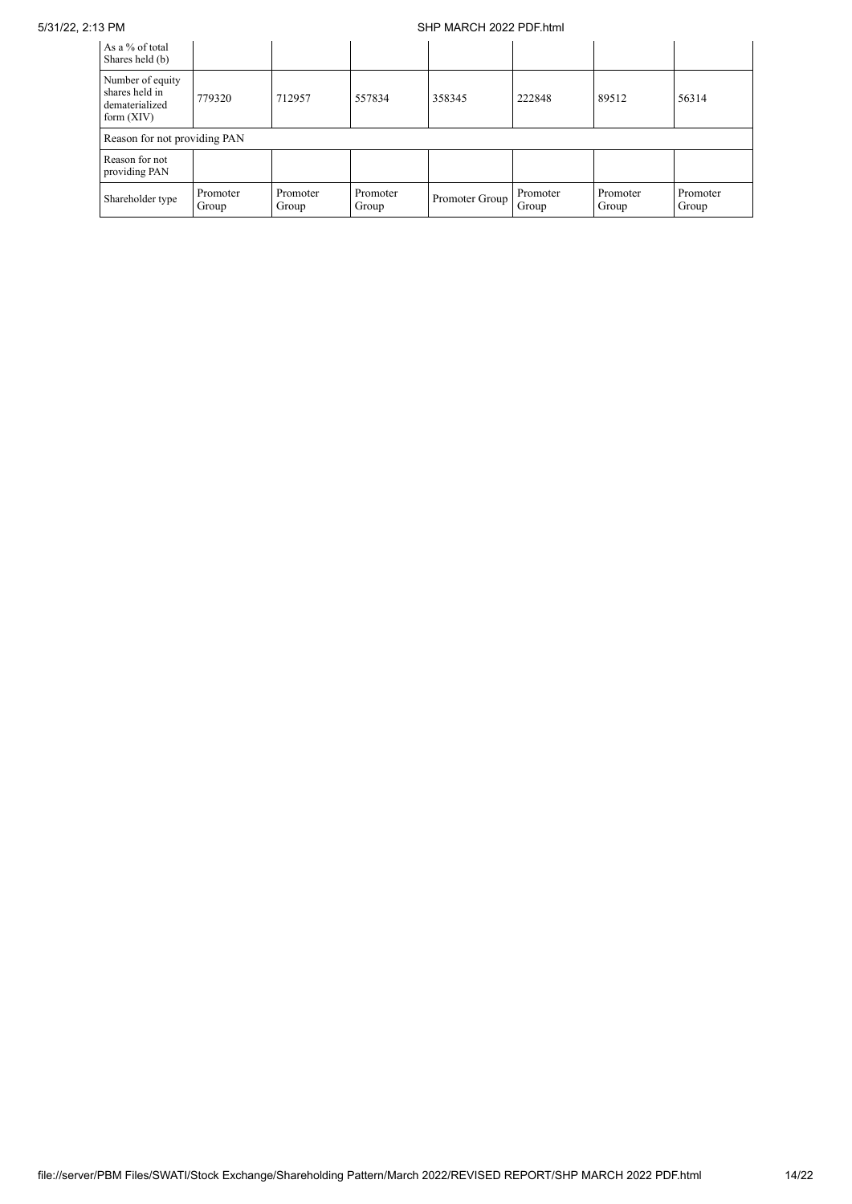| As a % of total Shares held (b) | | | | | | | |
|---|---|---|---|---|---|---|---|
| Number of equity shares held in dematerialized form (XIV) | 779320 | 712957 | 557834 | 358345 | 222848 | 89512 | 56314 |
| Reason for not providing PAN | | | | | | | |
| Reason for not providing PAN | | | | | | | |
| Shareholder type | Promoter Group | Promoter Group | Promoter Group | Promoter Group | Promoter Group | Promoter Group | Promoter Group |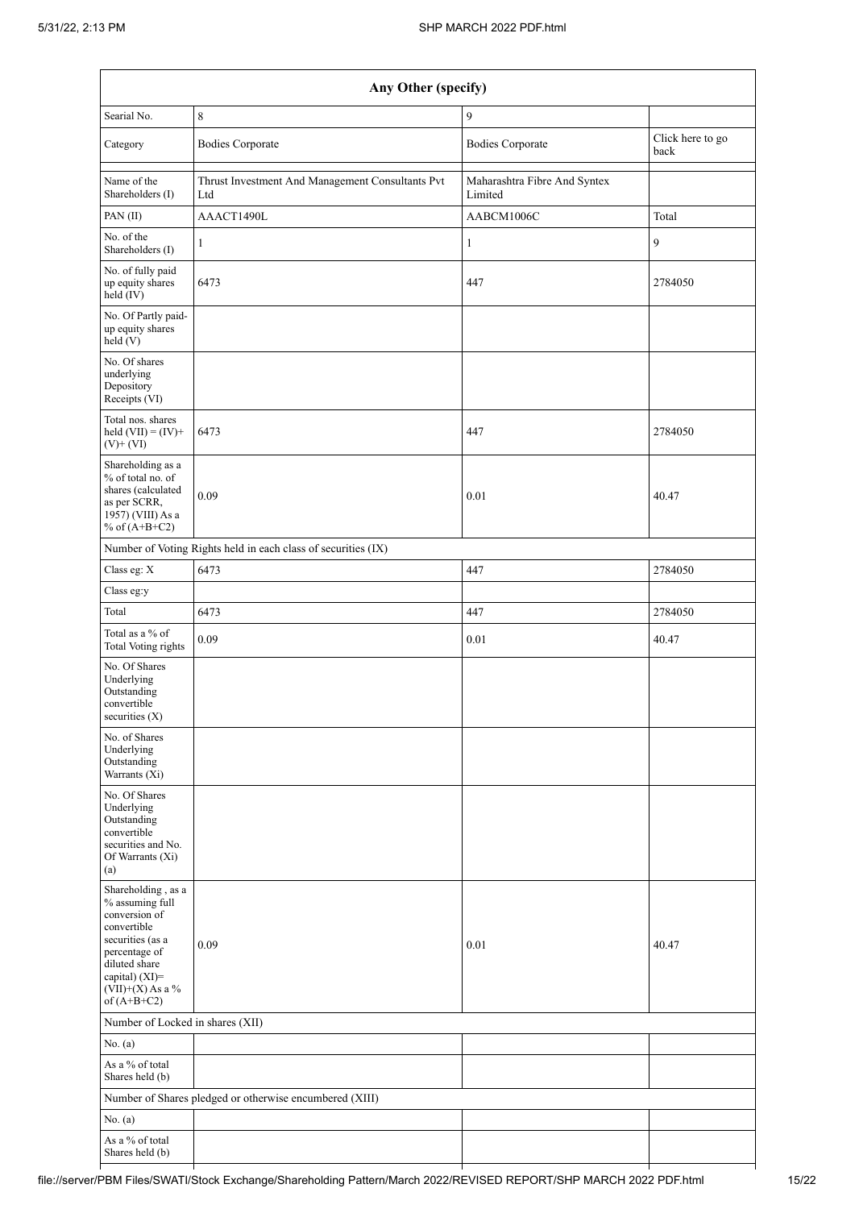| Any Other (specify) | | | |
|---|---|---|---|
| Searial No. | 8 | 9 | |
| Category | Bodies Corporate | Bodies Corporate | Click here to go back |
| Name of the Shareholders (I) | Thrust Investment And Management Consultants Pvt Ltd | Maharashtra Fibre And Syntex Limited | |
| PAN (II) | AAACT1490L | AABCM1006C | Total |
| No. of the Shareholders (I) | 1 | 1 | 9 |
| No. of fully paid up equity shares held (IV) | 6473 | 447 | 2784050 |
| No. Of Partly paid-up equity shares held (V) | | | |
| No. Of shares underlying Depository Receipts (VI) | | | |
| Total nos. shares held (VII) = (IV)+ (V)+ (VI) | 6473 | 447 | 2784050 |
| Shareholding as a % of total no. of shares (calculated as per SCRR, 1957) (VIII) As a % of (A+B+C2) | 0.09 | 0.01 | 40.47 |
| Number of Voting Rights held in each class of securities (IX) | | | |
| Class eg: X | 6473 | 447 | 2784050 |
| Class eg:y | | | |
| Total | 6473 | 447 | 2784050 |
| Total as a % of Total Voting rights | 0.09 | 0.01 | 40.47 |
| No. Of Shares Underlying Outstanding convertible securities (X) | | | |
| No. of Shares Underlying Outstanding Warrants (Xi) | | | |
| No. Of Shares Underlying Outstanding convertible securities and No. Of Warrants (Xi) (a) | | | |
| Shareholding , as a % assuming full conversion of convertible securities (as a percentage of diluted share capital) (XI)= (VII)+(X) As a % of (A+B+C2) | 0.09 | 0.01 | 40.47 |
| Number of Locked in shares (XII) | | | |
| No. (a) | | | |
| As a % of total Shares held (b) | | | |
| Number of Shares pledged or otherwise encumbered (XIII) | | | |
| No. (a) | | | |
| As a % of total Shares held (b) | | | |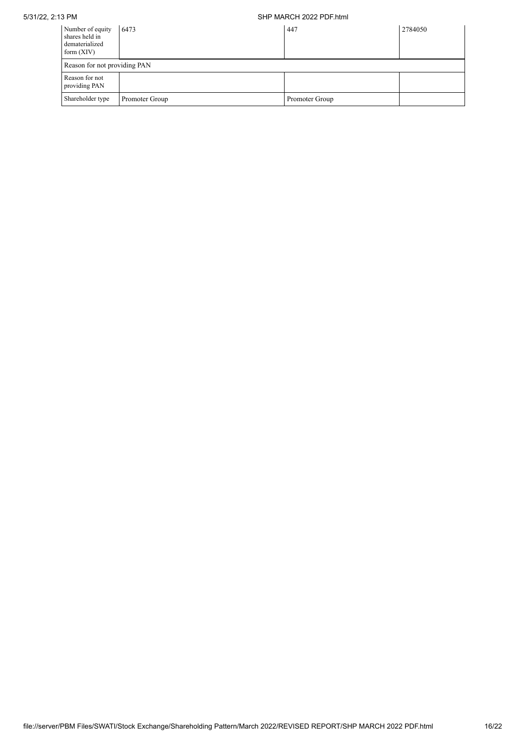| Number of equity shares held in dematerialized form (XIV) | 6473 | 447 | 2784050 |
|---|---|---|---|
| Reason for not providing PAN | | | |
| Reason for not providing PAN | | | |
| Shareholder type | Promoter Group | Promoter Group | |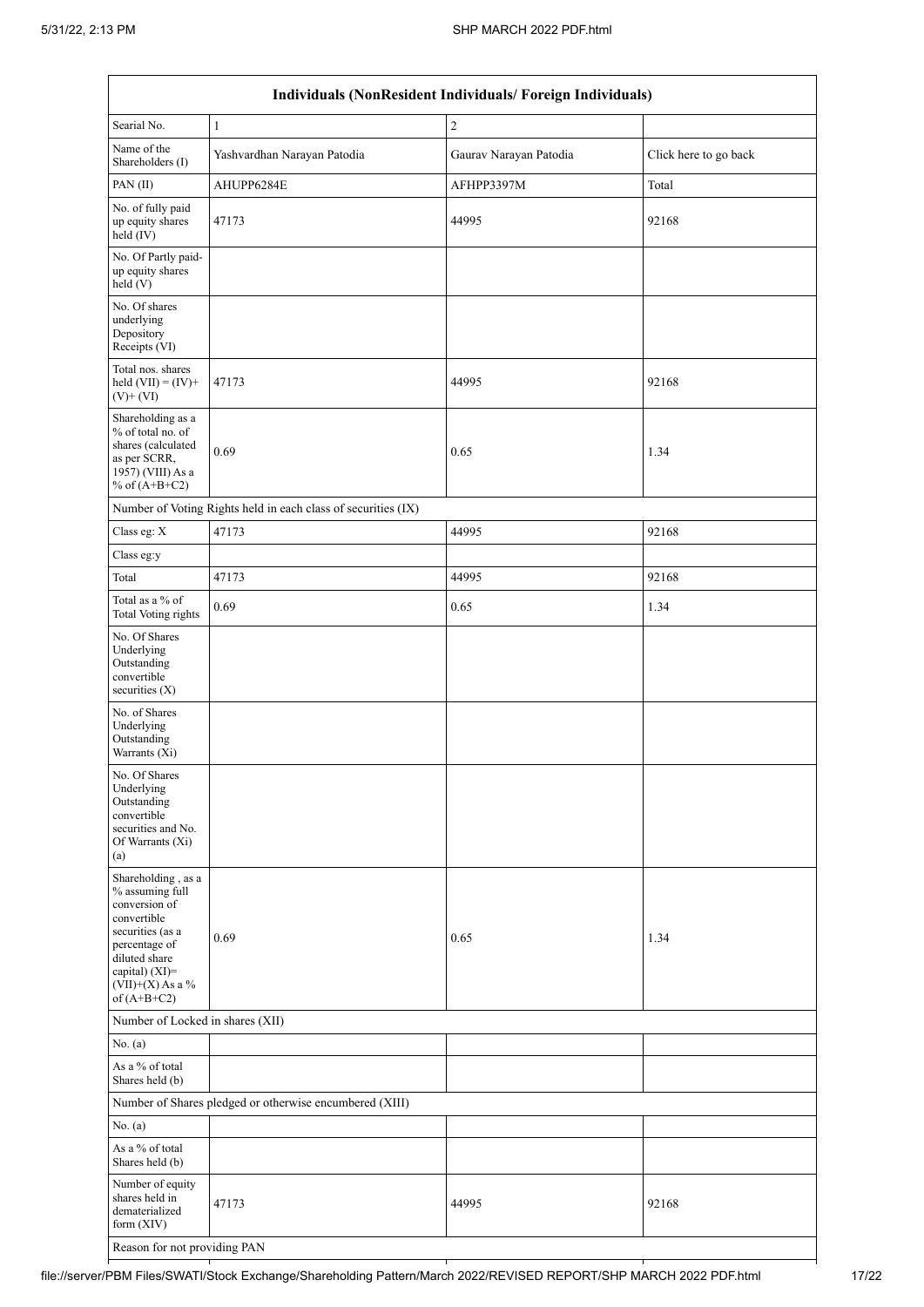| Individuals (NonResident Individuals/ Foreign Individuals) | | | |
|---|---|---|---|
| Searial No. | 1 | 2 | |
| Name of the Shareholders (I) | Yashvardhan Narayan Patodia | Gaurav Narayan Patodia | Click here to go back |
| PAN (II) | AHUPP6284E | AFHPP3397M | Total |
| No. of fully paid up equity shares held (IV) | 47173 | 44995 | 92168 |
| No. Of Partly paid-up equity shares held (V) | | | |
| No. Of shares underlying Depository Receipts (VI) | | | |
| Total nos. shares held (VII) = (IV)+(V)+ (VI) | 47173 | 44995 | 92168 |
| Shareholding as a % of total no. of shares (calculated as per SCRR, 1957) (VIII) As a % of (A+B+C2) | 0.69 | 0.65 | 1.34 |
| Number of Voting Rights held in each class of securities (IX) | | | |
| Class eg: X | 47173 | 44995 | 92168 |
| Class eg:y | | | |
| Total | 47173 | 44995 | 92168 |
| Total as a % of Total Voting rights | 0.69 | 0.65 | 1.34 |
| No. Of Shares Underlying Outstanding convertible securities (X) | | | |
| No. of Shares Underlying Outstanding Warrants (Xi) | | | |
| No. Of Shares Underlying Outstanding convertible securities and No. Of Warrants (Xi) (a) | | | |
| Shareholding , as a % assuming full conversion of convertible securities (as a percentage of diluted share capital) (XI)= (VII)+(X) As a % of (A+B+C2) | 0.69 | 0.65 | 1.34 |
| Number of Locked in shares (XII) | | | |
| No. (a) | | | |
| As a % of total Shares held (b) | | | |
| Number of Shares pledged or otherwise encumbered (XIII) | | | |
| No. (a) | | | |
| As a % of total Shares held (b) | | | |
| Number of equity shares held in dematerialized form (XIV) | 47173 | 44995 | 92168 |
| Reason for not providing PAN | | | |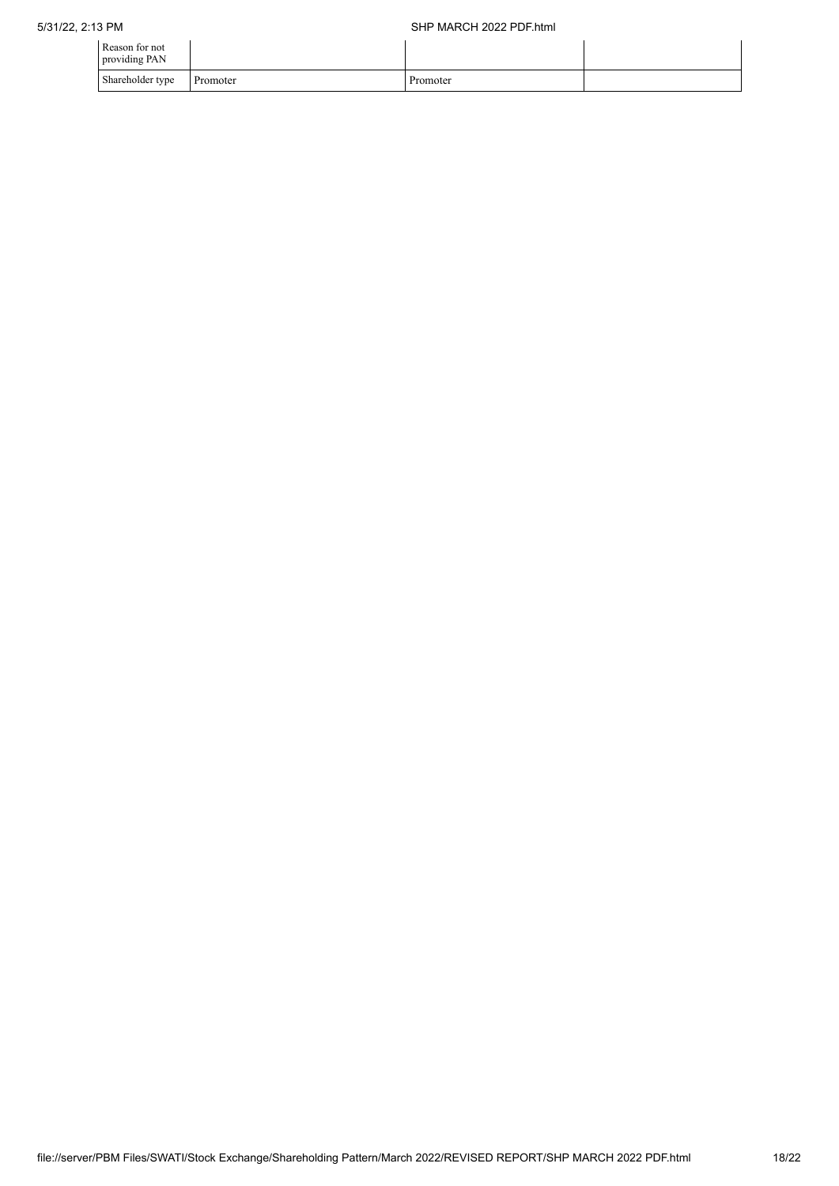| | | | |
|---|---|---|---|
| Reason for not providing PAN | | | |
| Shareholder type | Promoter | Promoter | |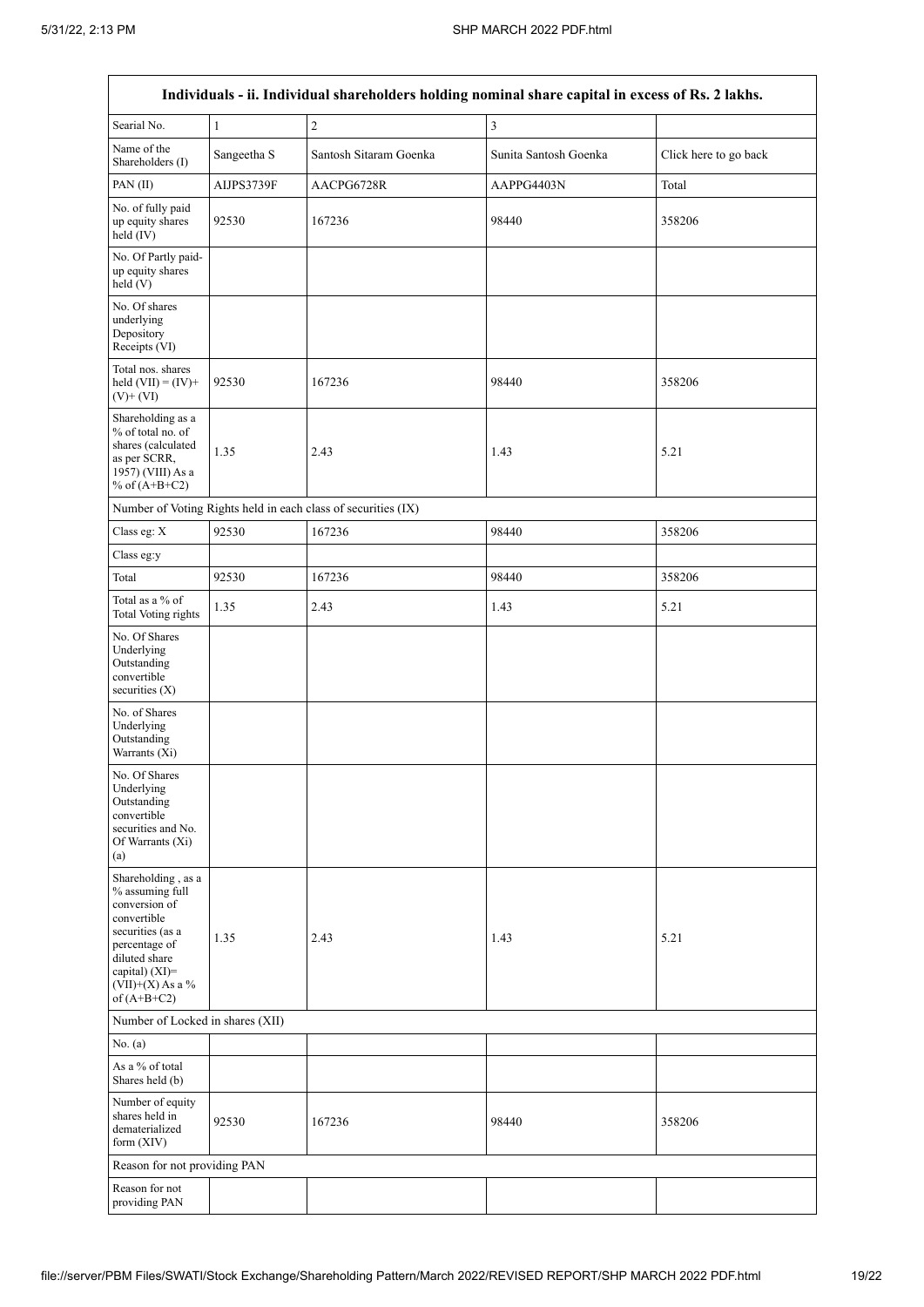| Individuals - ii. Individual shareholders holding nominal share capital in excess of Rs. 2 lakhs. | | | | |
|---|---|---|---|---|
| Searial No. | 1 | 2 | 3 | |
| Name of the Shareholders (I) | Sangeetha S | Santosh Sitaram Goenka | Sunita Santosh Goenka | Click here to go back |
| PAN (II) | AIJPS3739F | AACPG6728R | AAPPG4403N | Total |
| No. of fully paid up equity shares held (IV) | 92530 | 167236 | 98440 | 358206 |
| No. Of Partly paid-up equity shares held (V) | | | | |
| No. Of shares underlying Depository Receipts (VI) | | | | |
| Total nos. shares held (VII) = (IV)+ (V)+ (VI) | 92530 | 167236 | 98440 | 358206 |
| Shareholding as a % of total no. of shares (calculated as per SCRR, 1957) (VIII) As a % of (A+B+C2) | 1.35 | 2.43 | 1.43 | 5.21 |
| Number of Voting Rights held in each class of securities (IX) | | | | |
| Class eg: X | 92530 | 167236 | 98440 | 358206 |
| Class eg:y | | | | |
| Total | 92530 | 167236 | 98440 | 358206 |
| Total as a % of Total Voting rights | 1.35 | 2.43 | 1.43 | 5.21 |
| No. Of Shares Underlying Outstanding convertible securities (X) | | | | |
| No. of Shares Underlying Outstanding Warrants (Xi) | | | | |
| No. Of Shares Underlying Outstanding convertible securities and No. Of Warrants (Xi) (a) | | | | |
| Shareholding , as a % assuming full conversion of convertible securities (as a percentage of diluted share capital) (XI)= (VII)+(X) As a % of (A+B+C2) | 1.35 | 2.43 | 1.43 | 5.21 |
| Number of Locked in shares (XII) | | | | |
| No. (a) | | | | |
| As a % of total Shares held (b) | | | | |
| Number of equity shares held in dematerialized form (XIV) | 92530 | 167236 | 98440 | 358206 |
| Reason for not providing PAN | | | | |
| Reason for not providing PAN | | | | |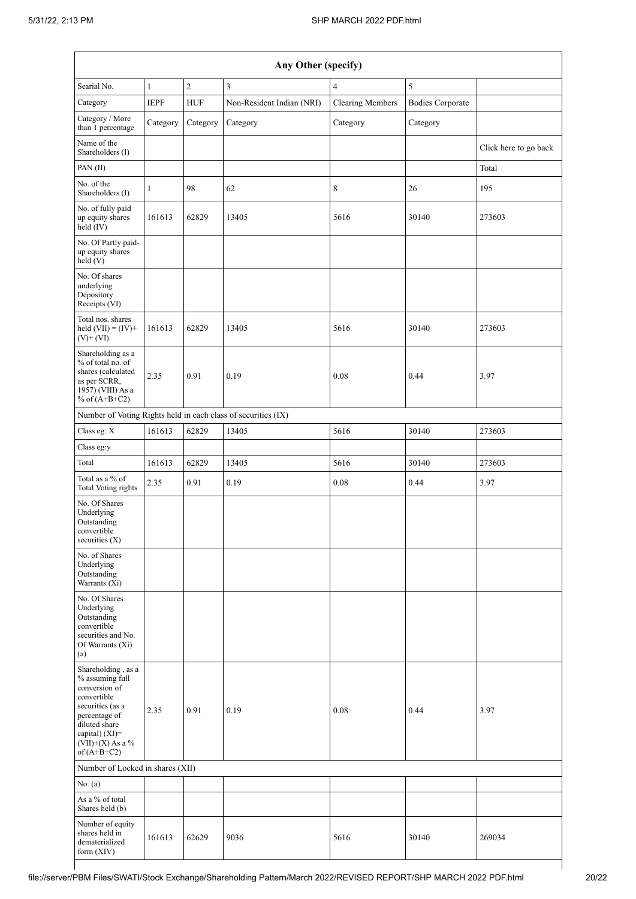| Any Other (specify) | | | | | | |
|---|---|---|---|---|---|---|
| Searial No. | 1 | 2 | 3 | 4 | 5 | |
| Category | IEPF | HUF | Non-Resident Indian (NRI) | Clearing Members | Bodies Corporate | |
| Category / More than 1 percentage | Category | Category | Category | Category | Category | |
| Name of the Shareholders (I) | | | | | | Click here to go back |
| PAN (II) | | | | | | Total |
| No. of the Shareholders (I) | 1 | 98 | 62 | 8 | 26 | 195 |
| No. of fully paid up equity shares held (IV) | 161613 | 62829 | 13405 | 5616 | 30140 | 273603 |
| No. Of Partly paid-up equity shares held (V) | | | | | | |
| No. Of shares underlying Depository Receipts (VI) | | | | | | |
| Total nos. shares held (VII) = (IV)+ (V)+ (VI) | 161613 | 62829 | 13405 | 5616 | 30140 | 273603 |
| Shareholding as a % of total no. of shares (calculated as per SCRR, 1957) (VIII) As a % of (A+B+C2) | 2.35 | 0.91 | 0.19 | 0.08 | 0.44 | 3.97 |
| Number of Voting Rights held in each class of securities (IX) | | | | | | |
| Class eg: X | 161613 | 62829 | 13405 | 5616 | 30140 | 273603 |
| Class eg:y | | | | | | |
| Total | 161613 | 62829 | 13405 | 5616 | 30140 | 273603 |
| Total as a % of Total Voting rights | 2.35 | 0.91 | 0.19 | 0.08 | 0.44 | 3.97 |
| No. Of Shares Underlying Outstanding convertible securities (X) | | | | | | |
| No. of Shares Underlying Outstanding Warrants (Xi) | | | | | | |
| No. Of Shares Underlying Outstanding convertible securities and No. Of Warrants (Xi) (a) | | | | | | |
| Shareholding , as a % assuming full conversion of convertible securities (as a percentage of diluted share capital) (XI)= (VII)+(X) As a % of (A+B+C2) | 2.35 | 0.91 | 0.19 | 0.08 | 0.44 | 3.97 |
| Number of Locked in shares (XII) | | | | | | |
| No. (a) | | | | | | |
| As a % of total Shares held (b) | | | | | | |
| Number of equity shares held in dematerialized form (XIV) | 161613 | 62629 | 9036 | 5616 | 30140 | 269034 |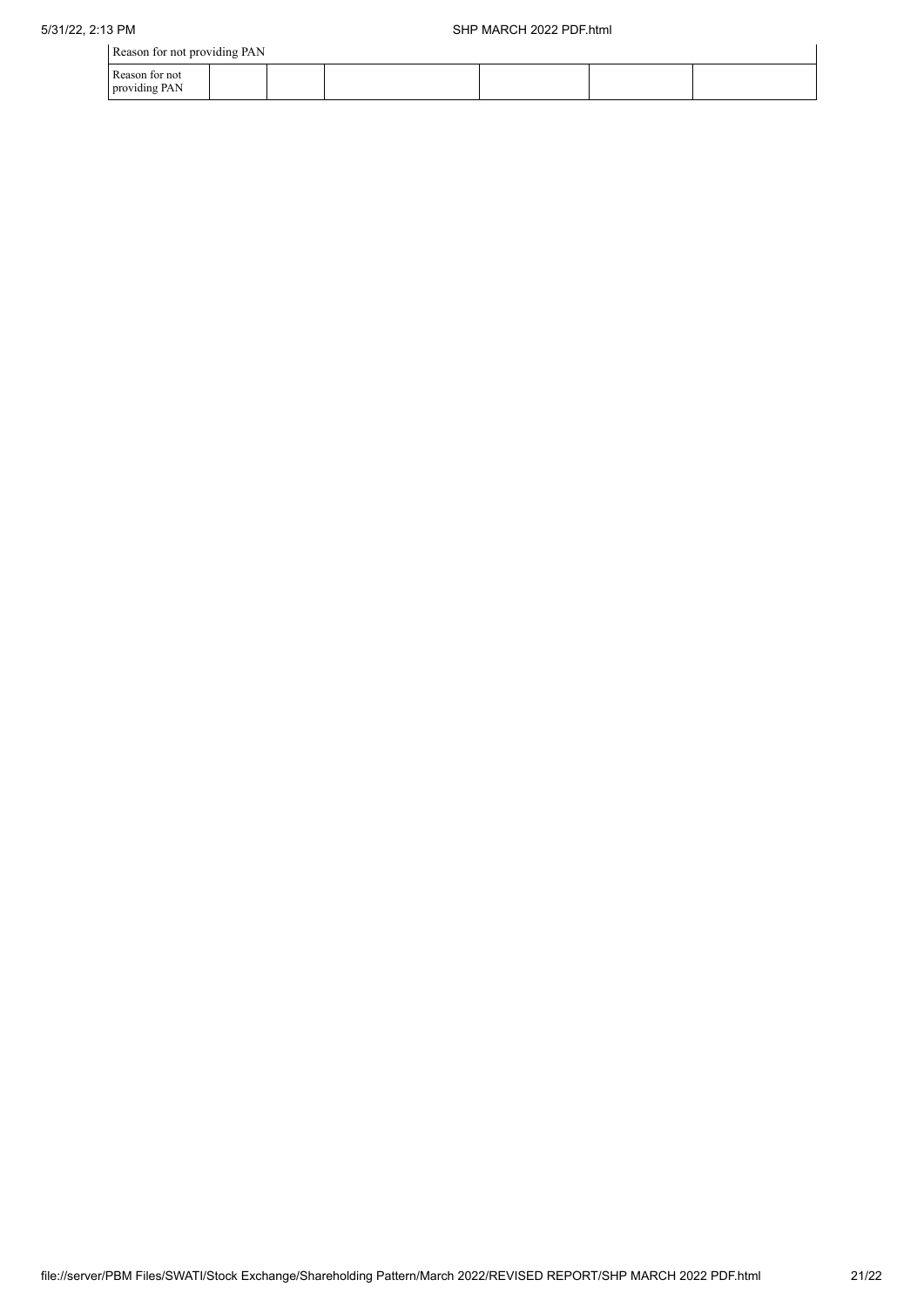| Reason for not providing PAN | | | | | | |
|---|---|---|---|---|---|---|
| Reason for not providing PAN | | | | | | |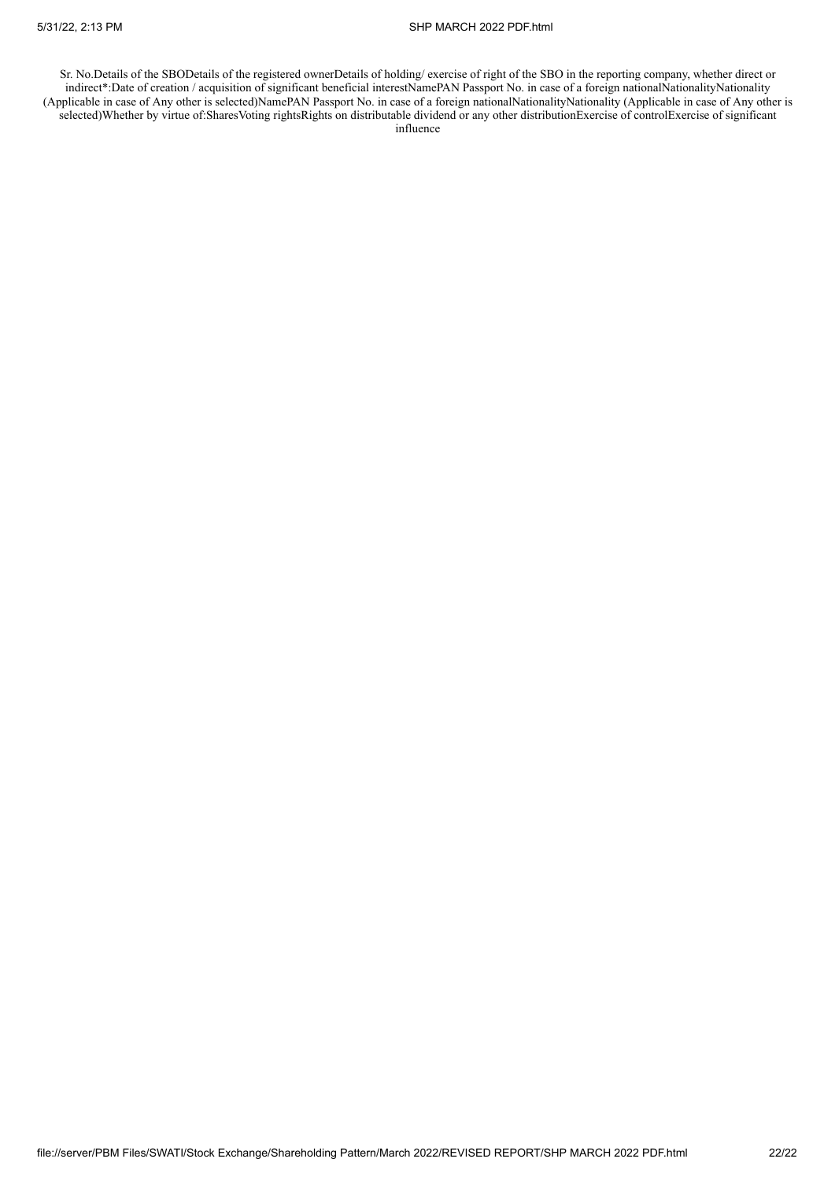Sr. No.Details of the SBODetails of the registered ownerDetails of holding/ exercise of right of the SBO in the reporting company, whether direct or indirect*:Date of creation / acquisition of significant beneficial interestNamePAN Passport No. in case of a foreign nationalNationalityNationality (Applicable in case of Any other is selected)NamePAN Passport No. in case of a foreign nationalNationalityNationality (Applicable in case of Any other is selected)Whether by virtue of:SharesVoting rightsRights on distributable dividend or any other distributionExercise of controlExercise of significant influence